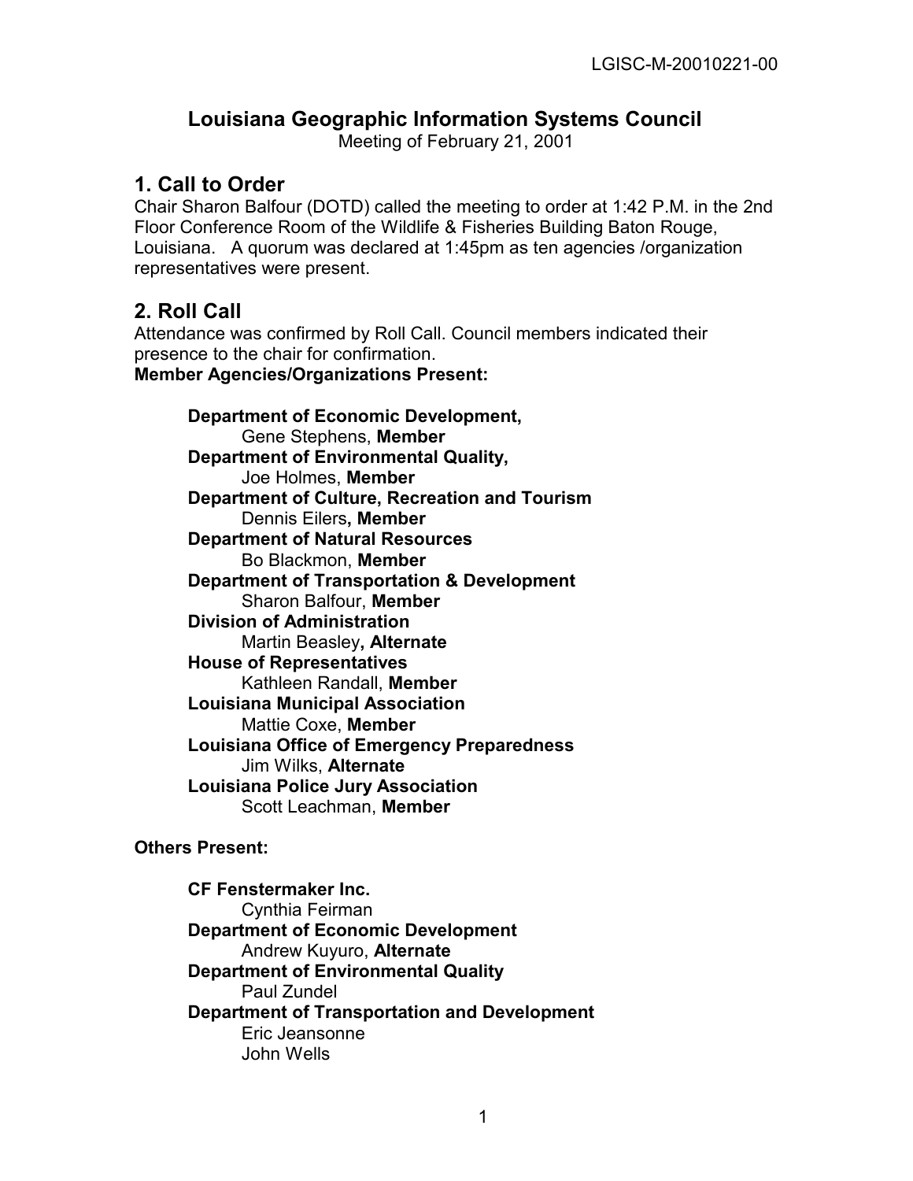LGISC-M-20010221-00

# Louisiana Geographic Information Systems Council

Meeting of February 21, 2001

## 1. Call to Order

Chair Sharon Balfour (DOTD) called the meeting to order at 1:42 P.M. in the 2nd Floor Conference Room of the Wildlife & Fisheries Building Baton Rouge, Louisiana. A quorum was declared at 1:45pm as ten agencies /organization representatives were present.

## 2. Roll Call

Attendance was confirmed by Roll Call. Council members indicated their presence to the chair for confirmation.

**Member Agencies/Organizations Present:**

**Department of Economic Development,**
Gene Stephens, **Member**

**Department of Environmental Quality,**
Joe Holmes, **Member**

**Department of Culture, Recreation and Tourism**
Dennis Eilers**, Member**

**Department of Natural Resources**
Bo Blackmon, **Member**

**Department of Transportation & Development**
Sharon Balfour, **Member**

**Division of Administration**
Martin Beasley**, Alternate**

**House of Representatives**
Kathleen Randall, **Member**

**Louisiana Municipal Association**
Mattie Coxe, **Member**

**Louisiana Office of Emergency Preparedness**
Jim Wilks, **Alternate**

**Louisiana Police Jury Association**
Scott Leachman, **Member**

**Others Present:**

**CF Fenstermaker Inc.**
Cynthia Feirman

**Department of Economic Development**
Andrew Kuyuro, **Alternate**

**Department of Environmental Quality**
Paul Zundel

**Department of Transportation and Development**
Eric Jeansonne
John Wells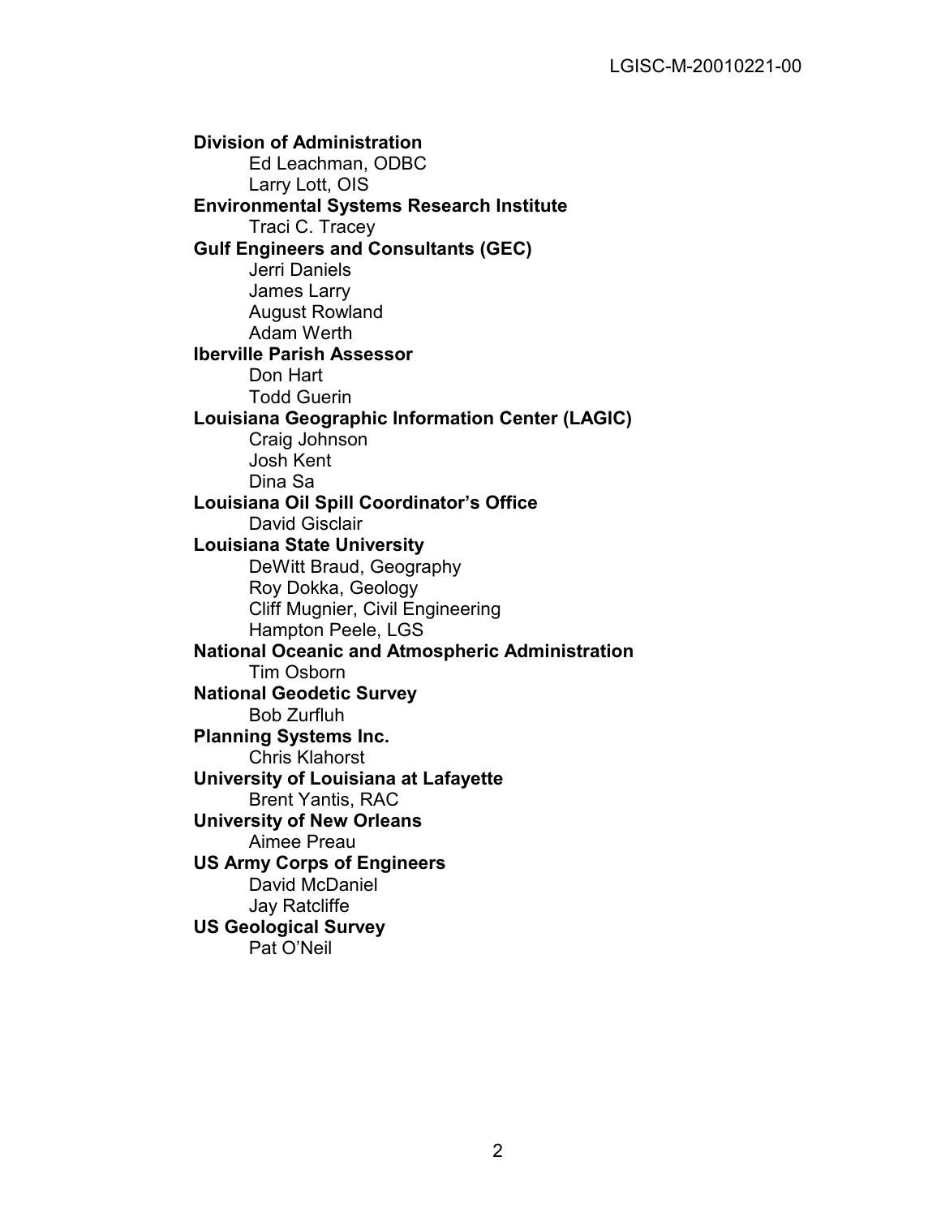**Division of Administration**
- Ed Leachman, ODBC
- Larry Lott, OIS

**Environmental Systems Research Institute**
- Traci C. Tracey

**Gulf Engineers and Consultants (GEC)**
- Jerri Daniels
- James Larry
- August Rowland
- Adam Werth

**Iberville Parish Assessor**
- Don Hart
- Todd Guerin

**Louisiana Geographic Information Center (LAGIC)**
- Craig Johnson
- Josh Kent
- Dina Sa

**Louisiana Oil Spill Coordinator's Office**
- David Gisclair

**Louisiana State University**
- DeWitt Braud, Geography
- Roy Dokka, Geology
- Cliff Mugnier, Civil Engineering
- Hampton Peele, LGS

**National Oceanic and Atmospheric Administration**
- Tim Osborn

**National Geodetic Survey**
- Bob Zurfluh

**Planning Systems Inc.**
- Chris Klahorst

**University of Louisiana at Lafayette**
- Brent Yantis, RAC

**University of New Orleans**
- Aimee Preau

**US Army Corps of Engineers**
- David McDaniel
- Jay Ratcliffe

**US Geological Survey**
- Pat O'Neil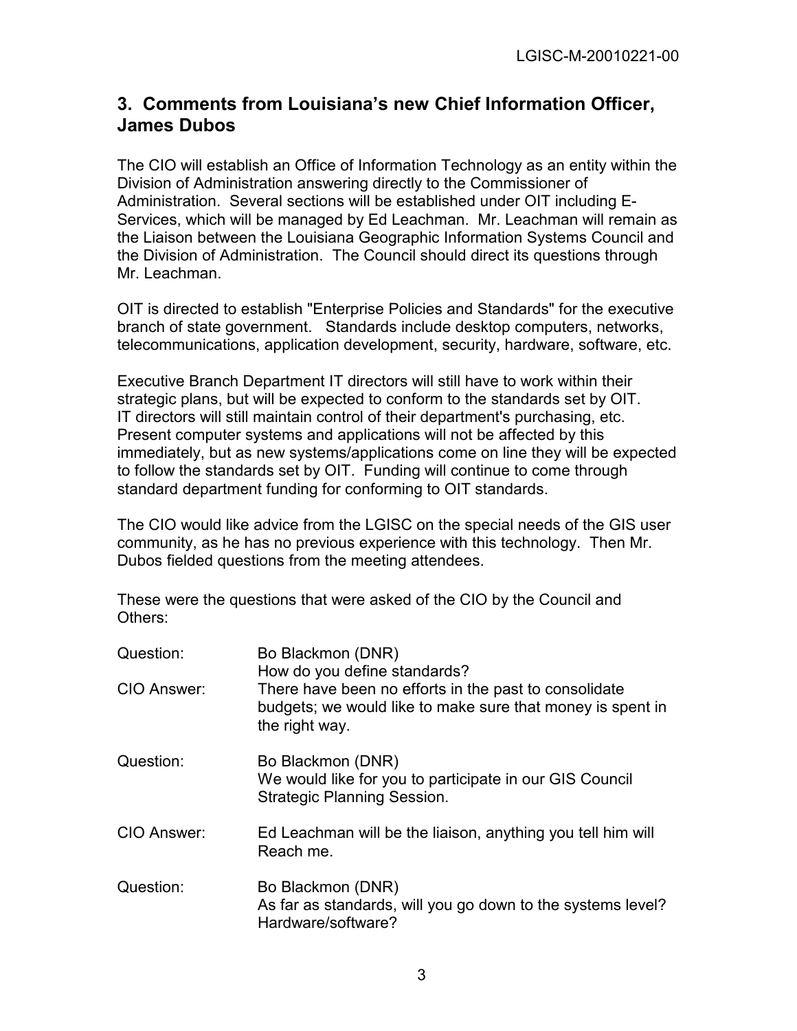## 3. Comments from Louisiana's new Chief Information Officer, James Dubos

The CIO will establish an Office of Information Technology as an entity within the Division of Administration answering directly to the Commissioner of Administration. Several sections will be established under OIT including E-Services, which will be managed by Ed Leachman. Mr. Leachman will remain as the Liaison between the Louisiana Geographic Information Systems Council and the Division of Administration. The Council should direct its questions through Mr. Leachman.

OIT is directed to establish "Enterprise Policies and Standards" for the executive branch of state government. Standards include desktop computers, networks, telecommunications, application development, security, hardware, software, etc.

Executive Branch Department IT directors will still have to work within their strategic plans, but will be expected to conform to the standards set by OIT. IT directors will still maintain control of their department's purchasing, etc. Present computer systems and applications will not be affected by this immediately, but as new systems/applications come on line they will be expected to follow the standards set by OIT. Funding will continue to come through standard department funding for conforming to OIT standards.

The CIO would like advice from the LGISC on the special needs of the GIS user community, as he has no previous experience with this technology. Then Mr. Dubos fielded questions from the meeting attendees.

These were the questions that were asked of the CIO by the Council and Others:

Question: Bo Blackmon (DNR)
How do you define standards?

CIO Answer: There have been no efforts in the past to consolidate budgets; we would like to make sure that money is spent in the right way.

Question: Bo Blackmon (DNR)
We would like for you to participate in our GIS Council Strategic Planning Session.

CIO Answer: Ed Leachman will be the liaison, anything you tell him will Reach me.

Question: Bo Blackmon (DNR)
As far as standards, will you go down to the systems level? Hardware/software?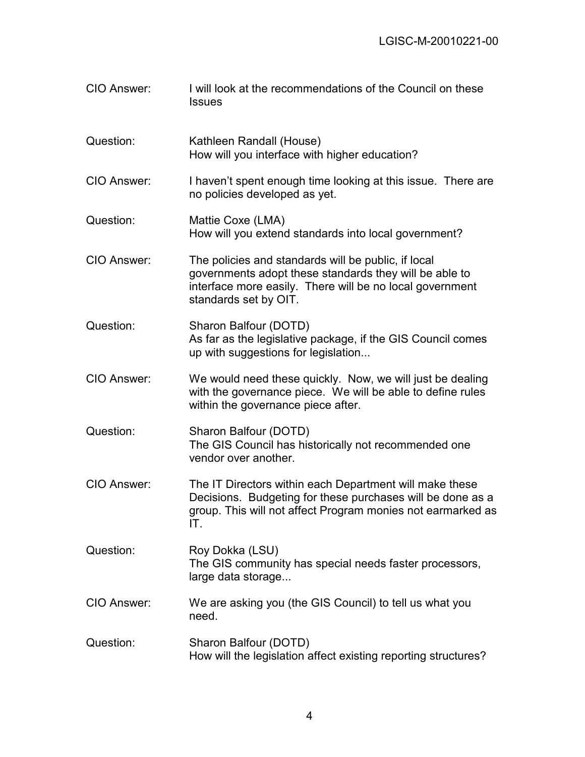CIO Answer: I will look at the recommendations of the Council on these Issues

Question: Kathleen Randall (House)
How will you interface with higher education?

CIO Answer: I haven't spent enough time looking at this issue. There are no policies developed as yet.

Question: Mattie Coxe (LMA)
How will you extend standards into local government?

CIO Answer: The policies and standards will be public, if local governments adopt these standards they will be able to interface more easily. There will be no local government standards set by OIT.

Question: Sharon Balfour (DOTD)
As far as the legislative package, if the GIS Council comes up with suggestions for legislation...

CIO Answer: We would need these quickly. Now, we will just be dealing with the governance piece. We will be able to define rules within the governance piece after.

Question: Sharon Balfour (DOTD)
The GIS Council has historically not recommended one vendor over another.

CIO Answer: The IT Directors within each Department will make these Decisions. Budgeting for these purchases will be done as a group. This will not affect Program monies not earmarked as IT.

Question: Roy Dokka (LSU)
The GIS community has special needs faster processors, large data storage...

CIO Answer: We are asking you (the GIS Council) to tell us what you need.

Question: Sharon Balfour (DOTD)
How will the legislation affect existing reporting structures?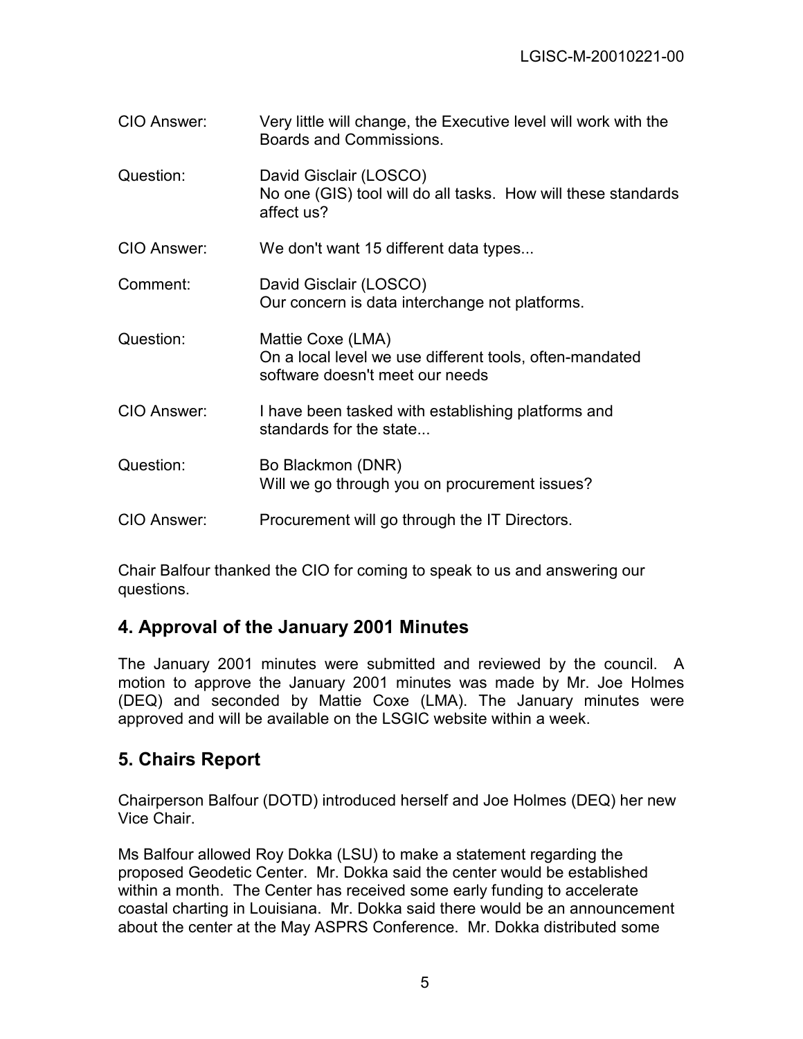CIO Answer: Very little will change, the Executive level will work with the Boards and Commissions.

Question: David Gisclair (LOSCO)
No one (GIS) tool will do all tasks. How will these standards affect us?

CIO Answer: We don't want 15 different data types...

Comment: David Gisclair (LOSCO)
Our concern is data interchange not platforms.

Question: Mattie Coxe (LMA)
On a local level we use different tools, often-mandated software doesn't meet our needs

CIO Answer: I have been tasked with establishing platforms and standards for the state...

Question: Bo Blackmon (DNR)
Will we go through you on procurement issues?

CIO Answer: Procurement will go through the IT Directors.

Chair Balfour thanked the CIO for coming to speak to us and answering our questions.

## 4. Approval of the January 2001 Minutes

The January 2001 minutes were submitted and reviewed by the council. A motion to approve the January 2001 minutes was made by Mr. Joe Holmes (DEQ) and seconded by Mattie Coxe (LMA). The January minutes were approved and will be available on the LSGIC website within a week.

## 5. Chairs Report

Chairperson Balfour (DOTD) introduced herself and Joe Holmes (DEQ) her new Vice Chair.

Ms Balfour allowed Roy Dokka (LSU) to make a statement regarding the proposed Geodetic Center. Mr. Dokka said the center would be established within a month. The Center has received some early funding to accelerate coastal charting in Louisiana. Mr. Dokka said there would be an announcement about the center at the May ASPRS Conference. Mr. Dokka distributed some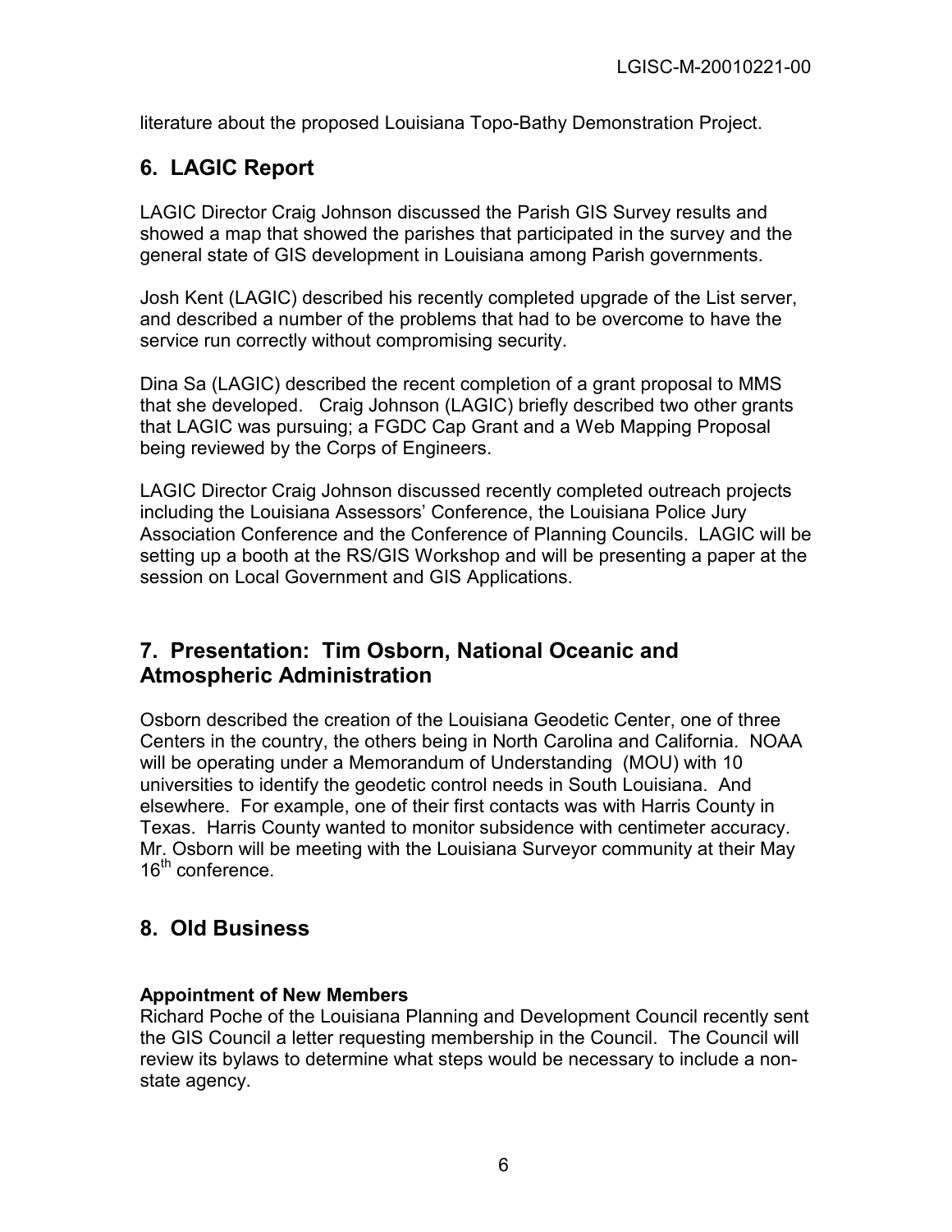literature about the proposed Louisiana Topo-Bathy Demonstration Project.

## 6. LAGIC Report

LAGIC Director Craig Johnson discussed the Parish GIS Survey results and showed a map that showed the parishes that participated in the survey and the general state of GIS development in Louisiana among Parish governments.

Josh Kent (LAGIC) described his recently completed upgrade of the List server, and described a number of the problems that had to be overcome to have the service run correctly without compromising security.

Dina Sa (LAGIC) described the recent completion of a grant proposal to MMS that she developed. Craig Johnson (LAGIC) briefly described two other grants that LAGIC was pursuing; a FGDC Cap Grant and a Web Mapping Proposal being reviewed by the Corps of Engineers.

LAGIC Director Craig Johnson discussed recently completed outreach projects including the Louisiana Assessors' Conference, the Louisiana Police Jury Association Conference and the Conference of Planning Councils. LAGIC will be setting up a booth at the RS/GIS Workshop and will be presenting a paper at the session on Local Government and GIS Applications.

## 7. Presentation: Tim Osborn, National Oceanic and Atmospheric Administration

Osborn described the creation of the Louisiana Geodetic Center, one of three Centers in the country, the others being in North Carolina and California. NOAA will be operating under a Memorandum of Understanding (MOU) with 10 universities to identify the geodetic control needs in South Louisiana. And elsewhere. For example, one of their first contacts was with Harris County in Texas. Harris County wanted to monitor subsidence with centimeter accuracy. Mr. Osborn will be meeting with the Louisiana Surveyor community at their May 16th conference.

## 8. Old Business

**Appointment of New Members**

Richard Poche of the Louisiana Planning and Development Council recently sent the GIS Council a letter requesting membership in the Council. The Council will review its bylaws to determine what steps would be necessary to include a non-state agency.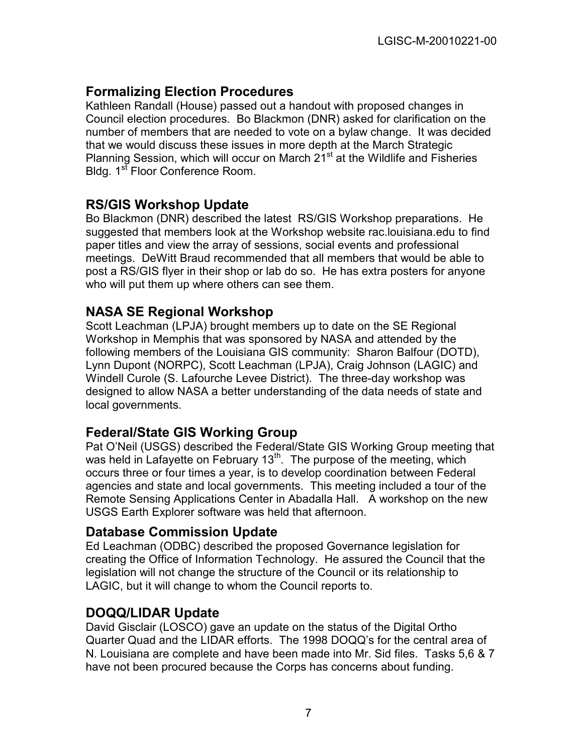## Formalizing Election Procedures

Kathleen Randall (House) passed out a handout with proposed changes in Council election procedures. Bo Blackmon (DNR) asked for clarification on the number of members that are needed to vote on a bylaw change. It was decided that we would discuss these issues in more depth at the March Strategic Planning Session, which will occur on March 21st at the Wildlife and Fisheries Bldg. 1st Floor Conference Room.

## RS/GIS Workshop Update

Bo Blackmon (DNR) described the latest RS/GIS Workshop preparations. He suggested that members look at the Workshop website rac.louisiana.edu to find paper titles and view the array of sessions, social events and professional meetings. DeWitt Braud recommended that all members that would be able to post a RS/GIS flyer in their shop or lab do so. He has extra posters for anyone who will put them up where others can see them.

## NASA SE Regional Workshop

Scott Leachman (LPJA) brought members up to date on the SE Regional Workshop in Memphis that was sponsored by NASA and attended by the following members of the Louisiana GIS community: Sharon Balfour (DOTD), Lynn Dupont (NORPC), Scott Leachman (LPJA), Craig Johnson (LAGIC) and Windell Curole (S. Lafourche Levee District). The three-day workshop was designed to allow NASA a better understanding of the data needs of state and local governments.

## Federal/State GIS Working Group

Pat O'Neil (USGS) described the Federal/State GIS Working Group meeting that was held in Lafayette on February 13th. The purpose of the meeting, which occurs three or four times a year, is to develop coordination between Federal agencies and state and local governments. This meeting included a tour of the Remote Sensing Applications Center in Abadalla Hall. A workshop on the new USGS Earth Explorer software was held that afternoon.

## Database Commission Update

Ed Leachman (ODBC) described the proposed Governance legislation for creating the Office of Information Technology. He assured the Council that the legislation will not change the structure of the Council or its relationship to LAGIC, but it will change to whom the Council reports to.

## DOQQ/LIDAR Update

David Gisclair (LOSCO) gave an update on the status of the Digital Ortho Quarter Quad and the LIDAR efforts. The 1998 DOQQ's for the central area of N. Louisiana are complete and have been made into Mr. Sid files. Tasks 5,6 & 7 have not been procured because the Corps has concerns about funding.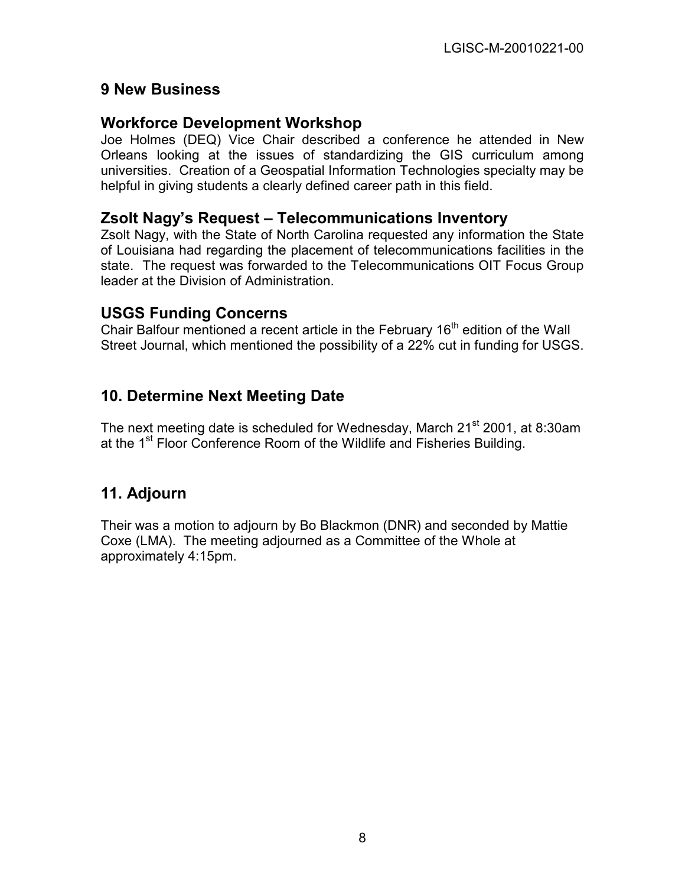## 9 New Business

### Workforce Development Workshop

Joe Holmes (DEQ) Vice Chair described a conference he attended in New Orleans looking at the issues of standardizing the GIS curriculum among universities. Creation of a Geospatial Information Technologies specialty may be helpful in giving students a clearly defined career path in this field.

### Zsolt Nagy's Request – Telecommunications Inventory

Zsolt Nagy, with the State of North Carolina requested any information the State of Louisiana had regarding the placement of telecommunications facilities in the state. The request was forwarded to the Telecommunications OIT Focus Group leader at the Division of Administration.

### USGS Funding Concerns

Chair Balfour mentioned a recent article in the February 16th edition of the Wall Street Journal, which mentioned the possibility of a 22% cut in funding for USGS.

## 10. Determine Next Meeting Date

The next meeting date is scheduled for Wednesday, March 21st 2001, at 8:30am at the 1st Floor Conference Room of the Wildlife and Fisheries Building.

## 11. Adjourn

Their was a motion to adjourn by Bo Blackmon (DNR) and seconded by Mattie Coxe (LMA). The meeting adjourned as a Committee of the Whole at approximately 4:15pm.